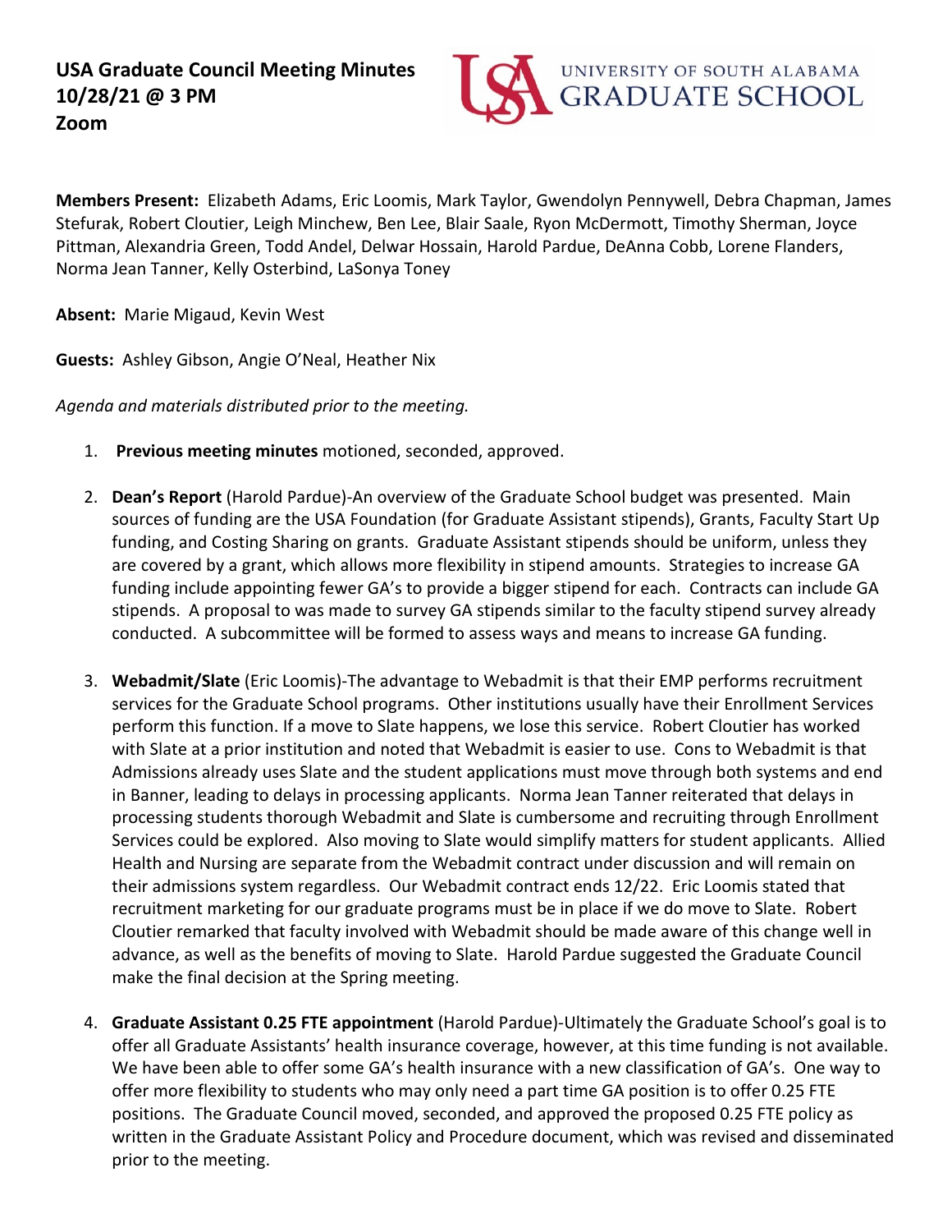**USA Graduate Council Meeting Minutes**
**10/28/21 @ 3 PM**
**Zoom**

UNIVERSITY OF SOUTH ALABAMA GRADUATE SCHOOL

**Members Present:** Elizabeth Adams, Eric Loomis, Mark Taylor, Gwendolyn Pennywell, Debra Chapman, James Stefurak, Robert Cloutier, Leigh Minchew, Ben Lee, Blair Saale, Ryon McDermott, Timothy Sherman, Joyce Pittman, Alexandria Green, Todd Andel, Delwar Hossain, Harold Pardue, DeAnna Cobb, Lorene Flanders, Norma Jean Tanner, Kelly Osterbind, LaSonya Toney

**Absent:** Marie Migaud, Kevin West

**Guests:** Ashley Gibson, Angie O'Neal, Heather Nix

*Agenda and materials distributed prior to the meeting.*

1. **Previous meeting minutes** motioned, seconded, approved.

2. **Dean's Report** (Harold Pardue)-An overview of the Graduate School budget was presented. Main sources of funding are the USA Foundation (for Graduate Assistant stipends), Grants, Faculty Start Up funding, and Costing Sharing on grants. Graduate Assistant stipends should be uniform, unless they are covered by a grant, which allows more flexibility in stipend amounts. Strategies to increase GA funding include appointing fewer GA's to provide a bigger stipend for each. Contracts can include GA stipends. A proposal to was made to survey GA stipends similar to the faculty stipend survey already conducted. A subcommittee will be formed to assess ways and means to increase GA funding.

3. **Webadmit/Slate** (Eric Loomis)-The advantage to Webadmit is that their EMP performs recruitment services for the Graduate School programs. Other institutions usually have their Enrollment Services perform this function. If a move to Slate happens, we lose this service. Robert Cloutier has worked with Slate at a prior institution and noted that Webadmit is easier to use. Cons to Webadmit is that Admissions already uses Slate and the student applications must move through both systems and end in Banner, leading to delays in processing applicants. Norma Jean Tanner reiterated that delays in processing students thorough Webadmit and Slate is cumbersome and recruiting through Enrollment Services could be explored. Also moving to Slate would simplify matters for student applicants. Allied Health and Nursing are separate from the Webadmit contract under discussion and will remain on their admissions system regardless. Our Webadmit contract ends 12/22. Eric Loomis stated that recruitment marketing for our graduate programs must be in place if we do move to Slate. Robert Cloutier remarked that faculty involved with Webadmit should be made aware of this change well in advance, as well as the benefits of moving to Slate. Harold Pardue suggested the Graduate Council make the final decision at the Spring meeting.

4. **Graduate Assistant 0.25 FTE appointment** (Harold Pardue)-Ultimately the Graduate School's goal is to offer all Graduate Assistants' health insurance coverage, however, at this time funding is not available. We have been able to offer some GA's health insurance with a new classification of GA's. One way to offer more flexibility to students who may only need a part time GA position is to offer 0.25 FTE positions. The Graduate Council moved, seconded, and approved the proposed 0.25 FTE policy as written in the Graduate Assistant Policy and Procedure document, which was revised and disseminated prior to the meeting.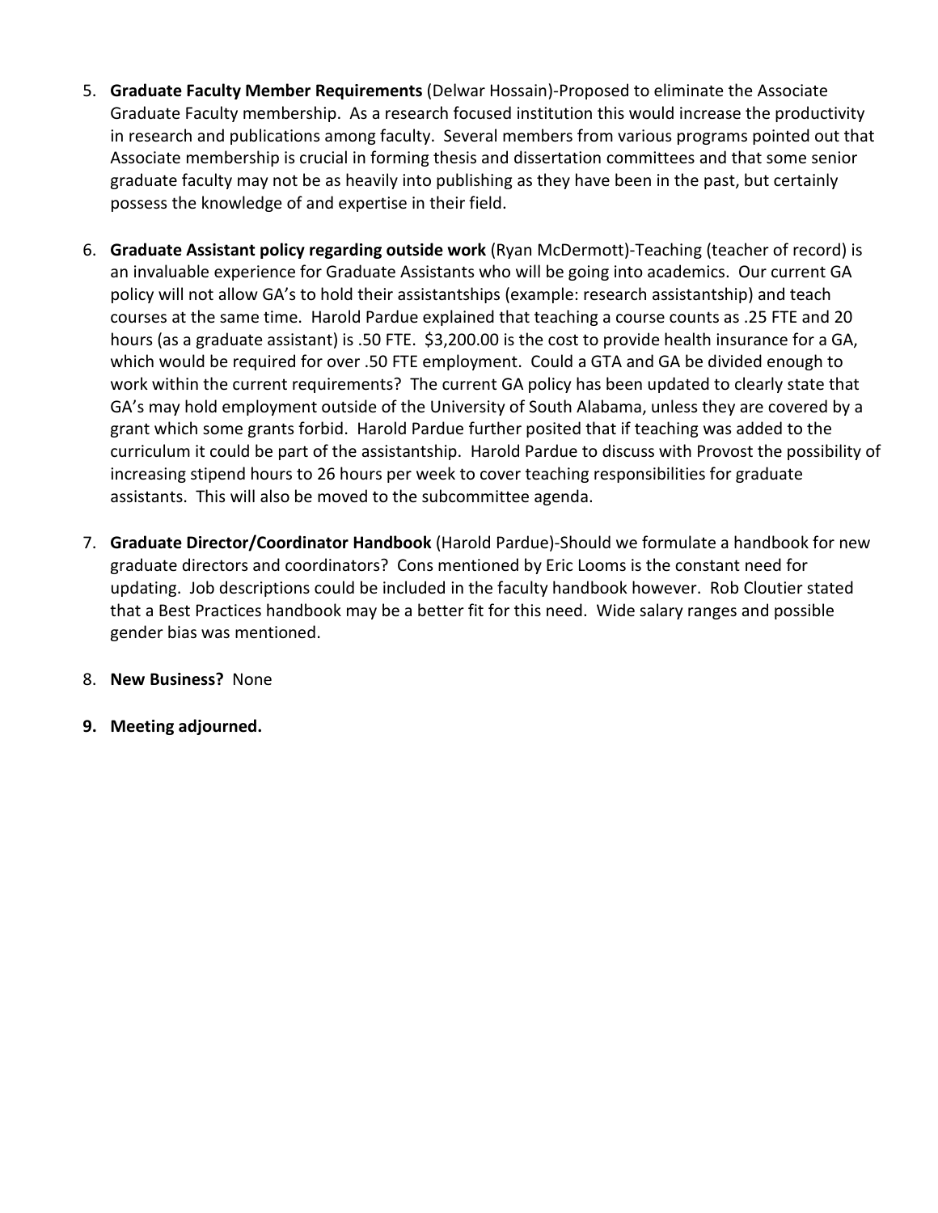5. **Graduate Faculty Member Requirements** (Delwar Hossain)-Proposed to eliminate the Associate Graduate Faculty membership. As a research focused institution this would increase the productivity in research and publications among faculty. Several members from various programs pointed out that Associate membership is crucial in forming thesis and dissertation committees and that some senior graduate faculty may not be as heavily into publishing as they have been in the past, but certainly possess the knowledge of and expertise in their field.

6. **Graduate Assistant policy regarding outside work** (Ryan McDermott)-Teaching (teacher of record) is an invaluable experience for Graduate Assistants who will be going into academics. Our current GA policy will not allow GA's to hold their assistantships (example: research assistantship) and teach courses at the same time. Harold Pardue explained that teaching a course counts as .25 FTE and 20 hours (as a graduate assistant) is .50 FTE. $3,200.00 is the cost to provide health insurance for a GA, which would be required for over .50 FTE employment. Could a GTA and GA be divided enough to work within the current requirements? The current GA policy has been updated to clearly state that GA's may hold employment outside of the University of South Alabama, unless they are covered by a grant which some grants forbid. Harold Pardue further posited that if teaching was added to the curriculum it could be part of the assistantship. Harold Pardue to discuss with Provost the possibility of increasing stipend hours to 26 hours per week to cover teaching responsibilities for graduate assistants. This will also be moved to the subcommittee agenda.

7. **Graduate Director/Coordinator Handbook** (Harold Pardue)-Should we formulate a handbook for new graduate directors and coordinators? Cons mentioned by Eric Looms is the constant need for updating. Job descriptions could be included in the faculty handbook however. Rob Cloutier stated that a Best Practices handbook may be a better fit for this need. Wide salary ranges and possible gender bias was mentioned.

8. **New Business?** None

9. **Meeting adjourned.**